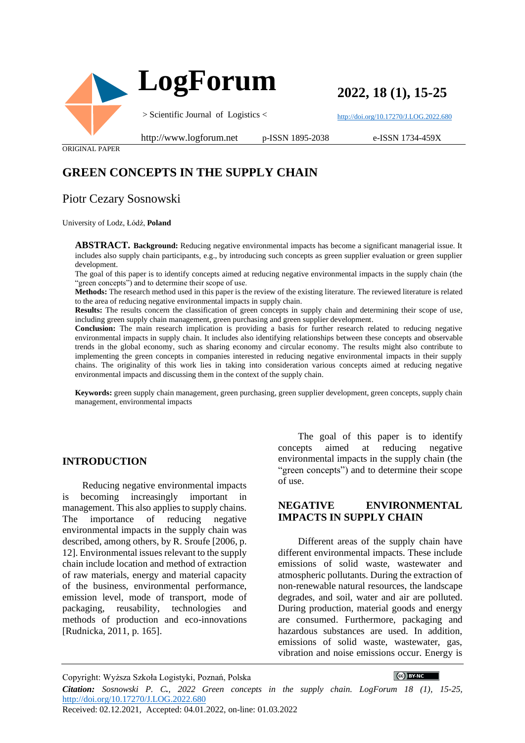ORIGINAL PAPER

# GREEN CONCEPTS IN THE SUPPLY CHAIN

## Piotr Cezary Sosnowski

University of Lodz, Łódź, **Poland**

**ABSTRACT. Background:** Reducing negative environmental impacts has become a significant managerial issue. It includes also supply chain participants, e.g., by introducing such concepts as green supplier evaluation or green supplier development.

The goal of this paper is to identify concepts aimed at reducing negative environmental impacts in the supply chain (the "green concepts") and to determine their scope of use.

**Methods:** The research method used in this paper is the review of the existing literature. The reviewed literature is related to the area of reducing negative environmental impacts in supply chain.

**Results:** The results concern the classification of green concepts in supply chain and determining their scope of use, including green supply chain management, green purchasing and green supplier development.

**Conclusion:** The main research implication is providing a basis for further research related to reducing negative environmental impacts in supply chain. It includes also identifying relationships between these concepts and observable trends in the global economy, such as sharing economy and circular economy. The results might also contribute to implementing the green concepts in companies interested in reducing negative environmental impacts in their supply chains. The originality of this work lies in taking into consideration various concepts aimed at reducing negative environmental impacts and discussing them in the context of the supply chain.

**Keywords:** green supply chain management, green purchasing, green supplier development, green concepts, supply chain management, environmental impacts

## INTRODUCTION

Reducing negative environmental impacts is becoming increasingly important in management. This also applies to supply chains. The importance of reducing negative environmental impacts in the supply chain was described, among others, by R. Sroufe [2006, p. 12]. Environmental issues relevant to the supply chain include location and method of extraction of raw materials, energy and material capacity of the business, environmental performance, emission level, mode of transport, mode of packaging, reusability, technologies and methods of production and eco-innovations [Rudnicka, 2011, p. 165].

The goal of this paper is to identify concepts aimed at reducing negative environmental impacts in the supply chain (the "green concepts") and to determine their scope of use.

## NEGATIVE ENVIRONMENTAL IMPACTS IN SUPPLY CHAIN

Different areas of the supply chain have different environmental impacts. These include emissions of solid waste, wastewater and atmospheric pollutants. During the extraction of non-renewable natural resources, the landscape degrades, and soil, water and air are polluted. During production, material goods and energy are consumed. Furthermore, packaging and hazardous substances are used. In addition, emissions of solid waste, wastewater, gas, vibration and noise emissions occur. Energy is

Copyright: Wyższa Szkoła Logistyki, Poznań, Polska

*Citation: Sosnowski P. C., 2022 Green concepts in the supply chain. LogForum 18 (1), 15-25,* http://doi.org/10.17270/J.LOG.2022.680

Received: 02.12.2021, Accepted: 04.01.2022, on-line: 01.03.2022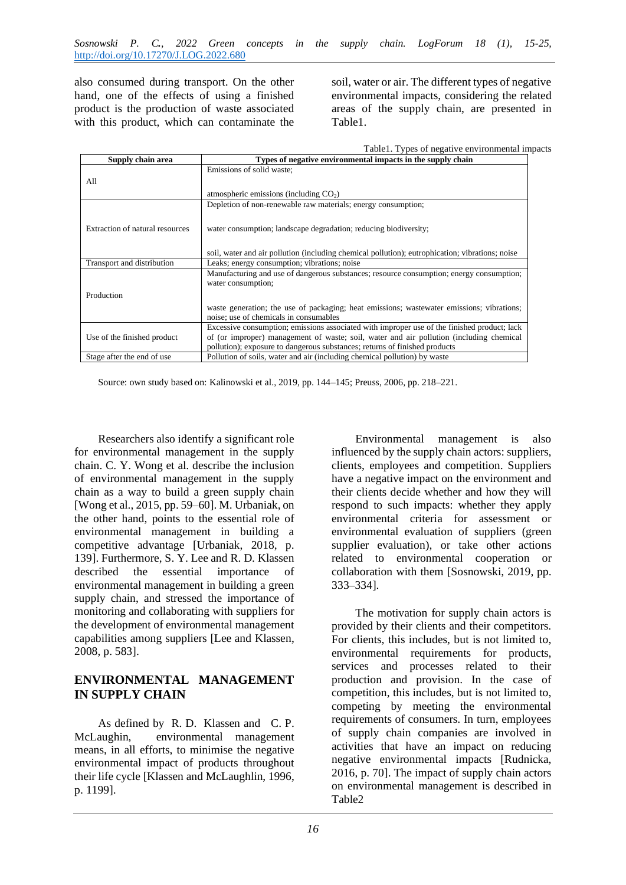also consumed during transport. On the other hand, one of the effects of using a finished product is the production of waste associated with this product, which can contaminate the soil, water or air. The different types of negative environmental impacts, considering the related areas of the supply chain, are presented in Table1.

Table1. Types of negative environmental impacts

| Supply chain area | Types of negative environmental impacts in the supply chain |
|---|---|
| All | Emissions of solid waste; atmospheric emissions (including $CO_2$) |
| Extraction of natural resources | Depletion of non-renewable raw materials; energy consumption; water consumption; landscape degradation; reducing biodiversity; soil, water and air pollution (including chemical pollution); eutrophication; vibrations; noise |
| Transport and distribution | Leaks; energy consumption; vibrations; noise |
| Production | Manufacturing and use of dangerous substances; resource consumption; energy consumption; water consumption; waste generation; the use of packaging; heat emissions; wastewater emissions; vibrations; noise; use of chemicals in consumables |
| Use of the finished product | Excessive consumption; emissions associated with improper use of the finished product; lack of (or improper) management of waste; soil, water and air pollution (including chemical pollution); exposure to dangerous substances; returns of finished products |
| Stage after the end of use | Pollution of soils, water and air (including chemical pollution) by waste |

Source: own study based on: Kalinowski et al., 2019, pp. 144–145; Preuss, 2006, pp. 218–221.

Researchers also identify a significant role for environmental management in the supply chain. C. Y. Wong et al. describe the inclusion of environmental management in the supply chain as a way to build a green supply chain [Wong et al., 2015, pp. 59–60]. M. Urbaniak, on the other hand, points to the essential role of environmental management in building a competitive advantage [Urbaniak, 2018, p. 139]. Furthermore, S. Y. Lee and R. D. Klassen described the essential importance of environmental management in building a green supply chain, and stressed the importance of monitoring and collaborating with suppliers for the development of environmental management capabilities among suppliers [Lee and Klassen, 2008, p. 583].

## ENVIRONMENTAL MANAGEMENT IN SUPPLY CHAIN

As defined by R. D. Klassen and C. P. McLaughlin, environmental management means, in all efforts, to minimise the negative environmental impact of products throughout their life cycle [Klassen and McLaughlin, 1996, p. 1199].

Environmental management is also influenced by the supply chain actors: suppliers, clients, employees and competition. Suppliers have a negative impact on the environment and their clients decide whether and how they will respond to such impacts: whether they apply environmental criteria for assessment or environmental evaluation of suppliers (green supplier evaluation), or take other actions related to environmental cooperation or collaboration with them [Sosnowski, 2019, pp. 333–334].

The motivation for supply chain actors is provided by their clients and their competitors. For clients, this includes, but is not limited to, environmental requirements for products, services and processes related to their production and provision. In the case of competition, this includes, but is not limited to, competing by meeting the environmental requirements of consumers. In turn, employees of supply chain companies are involved in activities that have an impact on reducing negative environmental impacts [Rudnicka, 2016, p. 70]. The impact of supply chain actors on environmental management is described in Table2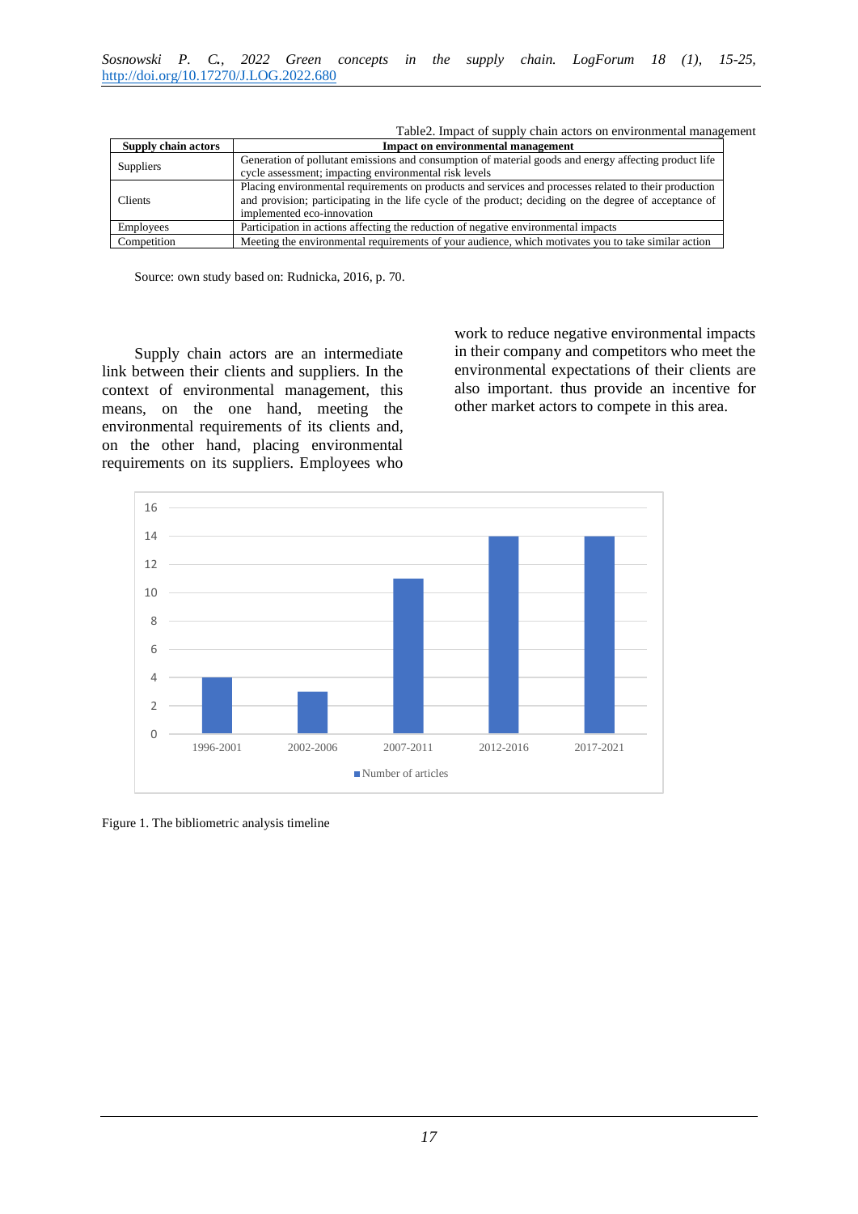Table2. Impact of supply chain actors on environmental management

| Supply chain actors | Impact on environmental management |
|---|---|
| Suppliers | Generation of pollutant emissions and consumption of material goods and energy affecting product life cycle assessment; impacting environmental risk levels |
| Clients | Placing environmental requirements on products and services and processes related to their production and provision; participating in the life cycle of the product; deciding on the degree of acceptance of implemented eco-innovation |
| Employees | Participation in actions affecting the reduction of negative environmental impacts |
| Competition | Meeting the environmental requirements of your audience, which motivates you to take similar action |

Source: own study based on: Rudnicka, 2016, p. 70.

Supply chain actors are an intermediate link between their clients and suppliers. In the context of environmental management, this means, on the one hand, meeting the environmental requirements of its clients and, on the other hand, placing environmental requirements on its suppliers. Employees who work to reduce negative environmental impacts in their company and competitors who meet the environmental expectations of their clients are also important. thus provide an incentive for other market actors to compete in this area.

| Period | Number of articles |
|---|---|
| 1996-2001 | 4 |
| 2002-2006 | 3 |
| 2007-2011 | 11 |
| 2012-2016 | 14 |
| 2017-2021 | 14 |

Figure 1. The bibliometric analysis timeline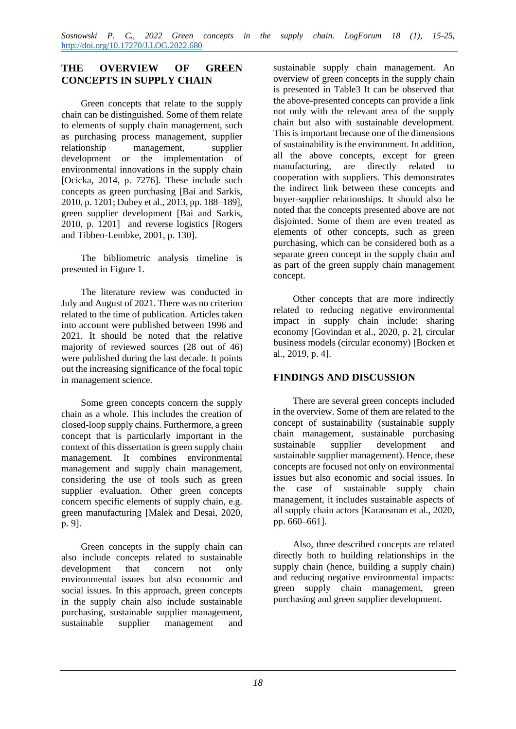## THE OVERVIEW OF GREEN CONCEPTS IN SUPPLY CHAIN

Green concepts that relate to the supply chain can be distinguished. Some of them relate to elements of supply chain management, such as purchasing process management, supplier relationship management, supplier development or the implementation of environmental innovations in the supply chain [Ocicka, 2014, p. 7276]. These include such concepts as green purchasing [Bai and Sarkis, 2010, p. 1201; Dubey et al., 2013, pp. 188–189], green supplier development [Bai and Sarkis, 2010, p. 1201] and reverse logistics [Rogers and Tibben-Lembke, 2001, p. 130].

The bibliometric analysis timeline is presented in Figure 1.

The literature review was conducted in July and August of 2021. There was no criterion related to the time of publication. Articles taken into account were published between 1996 and 2021. It should be noted that the relative majority of reviewed sources (28 out of 46) were published during the last decade. It points out the increasing significance of the focal topic in management science.

Some green concepts concern the supply chain as a whole. This includes the creation of closed-loop supply chains. Furthermore, a green concept that is particularly important in the context of this dissertation is green supply chain management. It combines environmental management and supply chain management, considering the use of tools such as green supplier evaluation. Other green concepts concern specific elements of supply chain, e.g. green manufacturing [Malek and Desai, 2020, p. 9].

Green concepts in the supply chain can also include concepts related to sustainable development that concern not only environmental issues but also economic and social issues. In this approach, green concepts in the supply chain also include sustainable purchasing, sustainable supplier management, sustainable supplier management and sustainable supply chain management. An overview of green concepts in the supply chain is presented in Table3 It can be observed that the above-presented concepts can provide a link not only with the relevant area of the supply chain but also with sustainable development. This is important because one of the dimensions of sustainability is the environment. In addition, all the above concepts, except for green manufacturing, are directly related to cooperation with suppliers. This demonstrates the indirect link between these concepts and buyer-supplier relationships. It should also be noted that the concepts presented above are not disjointed. Some of them are even treated as elements of other concepts, such as green purchasing, which can be considered both as a separate green concept in the supply chain and as part of the green supply chain management concept.

Other concepts that are more indirectly related to reducing negative environmental impact in supply chain include: sharing economy [Govindan et al., 2020, p. 2], circular business models (circular economy) [Bocken et al., 2019, p. 4].

## FINDINGS AND DISCUSSION

There are several green concepts included in the overview. Some of them are related to the concept of sustainability (sustainable supply chain management, sustainable purchasing sustainable supplier development and sustainable supplier management). Hence, these concepts are focused not only on environmental issues but also economic and social issues. In the case of sustainable supply chain management, it includes sustainable aspects of all supply chain actors [Karaosman et al., 2020, pp. 660–661].

Also, three described concepts are related directly both to building relationships in the supply chain (hence, building a supply chain) and reducing negative environmental impacts: green supply chain management, green purchasing and green supplier development.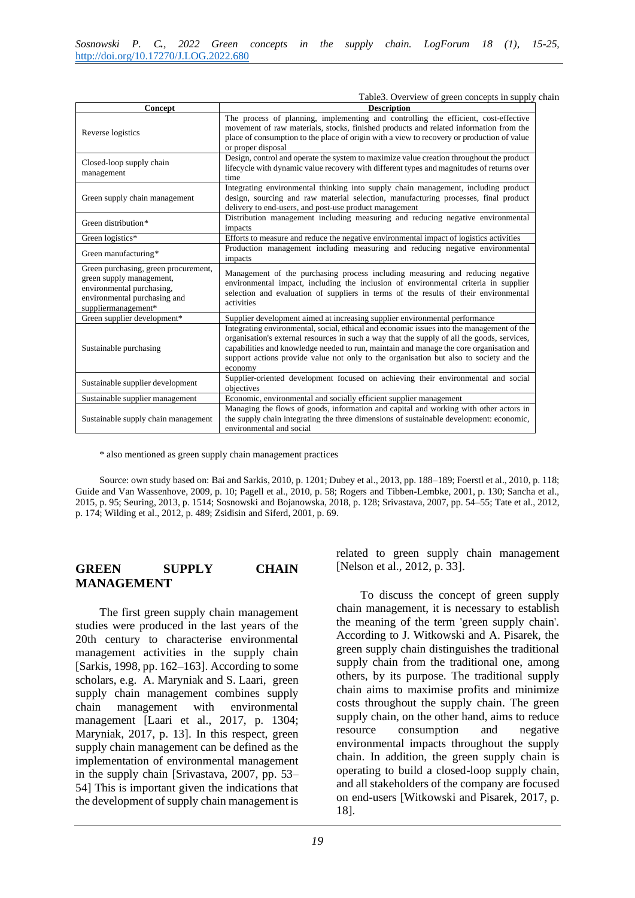Table3. Overview of green concepts in supply chain

| Concept | Description |
|---|---|
| Reverse logistics | The process of planning, implementing and controlling the efficient, cost-effective movement of raw materials, stocks, finished products and related information from the place of consumption to the place of origin with a view to recovery or production of value or proper disposal |
| Closed-loop supply chain management | Design, control and operate the system to maximize value creation throughout the product lifecycle with dynamic value recovery with different types and magnitudes of returns over time |
| Green supply chain management | Integrating environmental thinking into supply chain management, including product design, sourcing and raw material selection, manufacturing processes, final product delivery to end-users, and post-use product management |
| Green distribution* | Distribution management including measuring and reducing negative environmental impacts |
| Green logistics* | Efforts to measure and reduce the negative environmental impact of logistics activities |
| Green manufacturing* | Production management including measuring and reducing negative environmental impacts |
| Green purchasing, green procurement, green supply management, environmental purchasing, environmental purchasing and suppliermanagement* | Management of the purchasing process including measuring and reducing negative environmental impact, including the inclusion of environmental criteria in supplier selection and evaluation of suppliers in terms of the results of their environmental activities |
| Green supplier development* | Supplier development aimed at increasing supplier environmental performance |
| Sustainable purchasing | Integrating environmental, social, ethical and economic issues into the management of the organisation's external resources in such a way that the supply of all the goods, services, capabilities and knowledge needed to run, maintain and manage the core organisation and support actions provide value not only to the organisation but also to society and the economy |
| Sustainable supplier development | Supplier-oriented development focused on achieving their environmental and social objectives |
| Sustainable supplier management | Economic, environmental and socially efficient supplier management |
| Sustainable supply chain management | Managing the flows of goods, information and capital and working with other actors in the supply chain integrating the three dimensions of sustainable development: economic, environmental and social |

\* also mentioned as green supply chain management practices

Source: own study based on: Bai and Sarkis, 2010, p. 1201; Dubey et al., 2013, pp. 188–189; Foerstl et al., 2010, p. 118; Guide and Van Wassenhove, 2009, p. 10; Pagell et al., 2010, p. 58; Rogers and Tibben-Lembke, 2001, p. 130; Sancha et al., 2015, p. 95; Seuring, 2013, p. 1514; Sosnowski and Bojanowska, 2018, p. 128; Srivastava, 2007, pp. 54–55; Tate et al., 2012, p. 174; Wilding et al., 2012, p. 489; Zsidisin and Siferd, 2001, p. 69.

## GREEN SUPPLY CHAIN MANAGEMENT

The first green supply chain management studies were produced in the last years of the 20th century to characterise environmental management activities in the supply chain [Sarkis, 1998, pp. 162–163]. According to some scholars, e.g. A. Maryniak and S. Laari, green supply chain management combines supply chain management with environmental management [Laari et al., 2017, p. 1304; Maryniak, 2017, p. 13]. In this respect, green supply chain management can be defined as the implementation of environmental management in the supply chain [Srivastava, 2007, pp. 53–54] This is important given the indications that the development of supply chain management is related to green supply chain management [Nelson et al., 2012, p. 33].

To discuss the concept of green supply chain management, it is necessary to establish the meaning of the term 'green supply chain'. According to J. Witkowski and A. Pisarek, the green supply chain distinguishes the traditional supply chain from the traditional one, among others, by its purpose. The traditional supply chain aims to maximise profits and minimize costs throughout the supply chain. The green supply chain, on the other hand, aims to reduce resource consumption and negative environmental impacts throughout the supply chain. In addition, the green supply chain is operating to build a closed-loop supply chain, and all stakeholders of the company are focused on end-users [Witkowski and Pisarek, 2017, p. 18].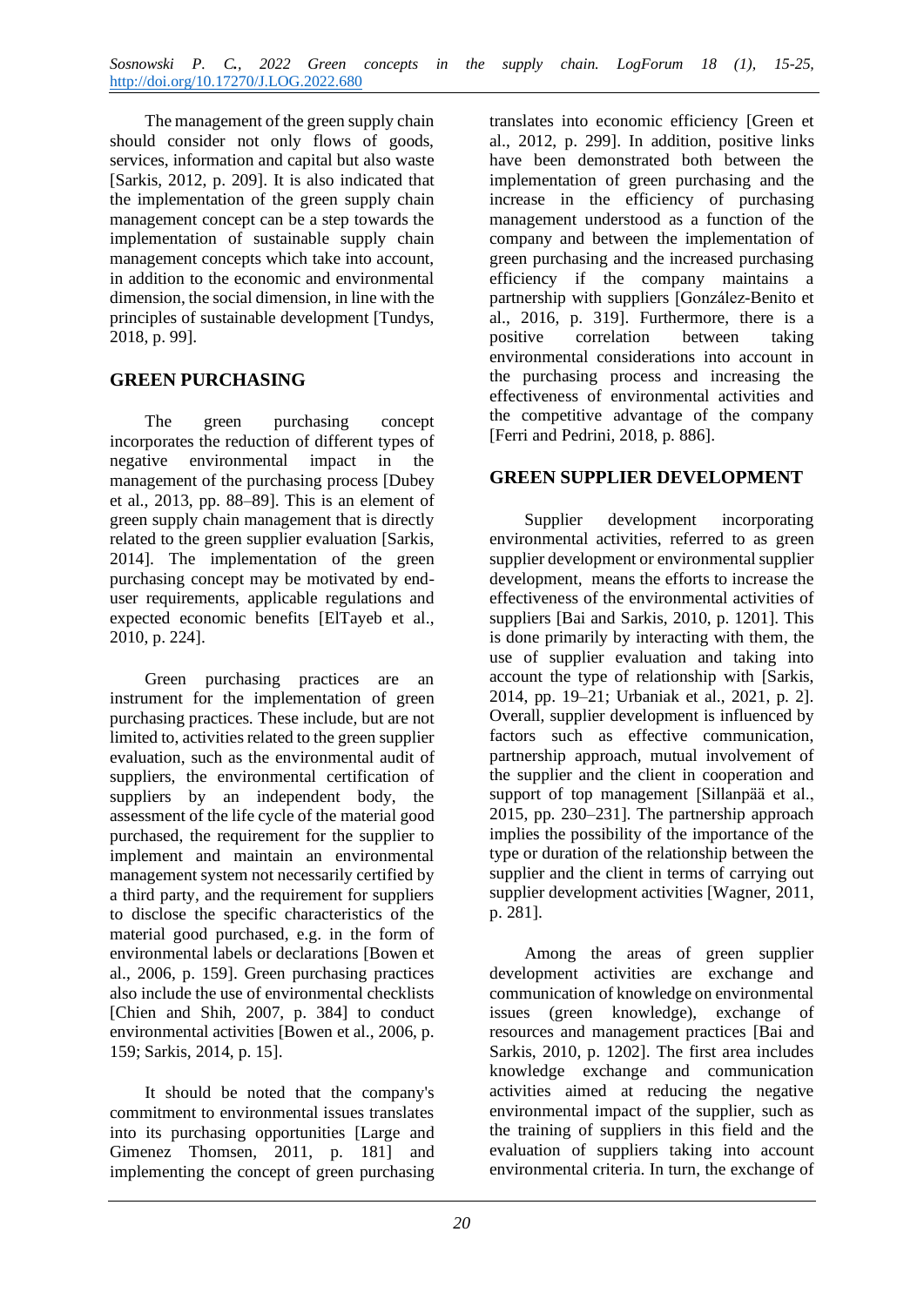The management of the green supply chain should consider not only flows of goods, services, information and capital but also waste [Sarkis, 2012, p. 209]. It is also indicated that the implementation of the green supply chain management concept can be a step towards the implementation of sustainable supply chain management concepts which take into account, in addition to the economic and environmental dimension, the social dimension, in line with the principles of sustainable development [Tundys, 2018, p. 99].

## GREEN PURCHASING

The green purchasing concept incorporates the reduction of different types of negative environmental impact in the management of the purchasing process [Dubey et al., 2013, pp. 88–89]. This is an element of green supply chain management that is directly related to the green supplier evaluation [Sarkis, 2014]. The implementation of the green purchasing concept may be motivated by end-user requirements, applicable regulations and expected economic benefits [ElTayeb et al., 2010, p. 224].

Green purchasing practices are an instrument for the implementation of green purchasing practices. These include, but are not limited to, activities related to the green supplier evaluation, such as the environmental audit of suppliers, the environmental certification of suppliers by an independent body, the assessment of the life cycle of the material good purchased, the requirement for the supplier to implement and maintain an environmental management system not necessarily certified by a third party, and the requirement for suppliers to disclose the specific characteristics of the material good purchased, e.g. in the form of environmental labels or declarations [Bowen et al., 2006, p. 159]. Green purchasing practices also include the use of environmental checklists [Chien and Shih, 2007, p. 384] to conduct environmental activities [Bowen et al., 2006, p. 159; Sarkis, 2014, p. 15].

It should be noted that the company's commitment to environmental issues translates into its purchasing opportunities [Large and Gimenez Thomsen, 2011, p. 181] and implementing the concept of green purchasing translates into economic efficiency [Green et al., 2012, p. 299]. In addition, positive links have been demonstrated both between the implementation of green purchasing and the increase in the efficiency of purchasing management understood as a function of the company and between the implementation of green purchasing and the increased purchasing efficiency if the company maintains a partnership with suppliers [González-Benito et al., 2016, p. 319]. Furthermore, there is a positive correlation between taking environmental considerations into account in the purchasing process and increasing the effectiveness of environmental activities and the competitive advantage of the company [Ferri and Pedrini, 2018, p. 886].

## GREEN SUPPLIER DEVELOPMENT

Supplier development incorporating environmental activities, referred to as green supplier development or environmental supplier development, means the efforts to increase the effectiveness of the environmental activities of suppliers [Bai and Sarkis, 2010, p. 1201]. This is done primarily by interacting with them, the use of supplier evaluation and taking into account the type of relationship with [Sarkis, 2014, pp. 19–21; Urbaniak et al., 2021, p. 2]. Overall, supplier development is influenced by factors such as effective communication, partnership approach, mutual involvement of the supplier and the client in cooperation and support of top management [Sillanpää et al., 2015, pp. 230–231]. The partnership approach implies the possibility of the importance of the type or duration of the relationship between the supplier and the client in terms of carrying out supplier development activities [Wagner, 2011, p. 281].

Among the areas of green supplier development activities are exchange and communication of knowledge on environmental issues (green knowledge), exchange of resources and management practices [Bai and Sarkis, 2010, p. 1202]. The first area includes knowledge exchange and communication activities aimed at reducing the negative environmental impact of the supplier, such as the training of suppliers in this field and the evaluation of suppliers taking into account environmental criteria. In turn, the exchange of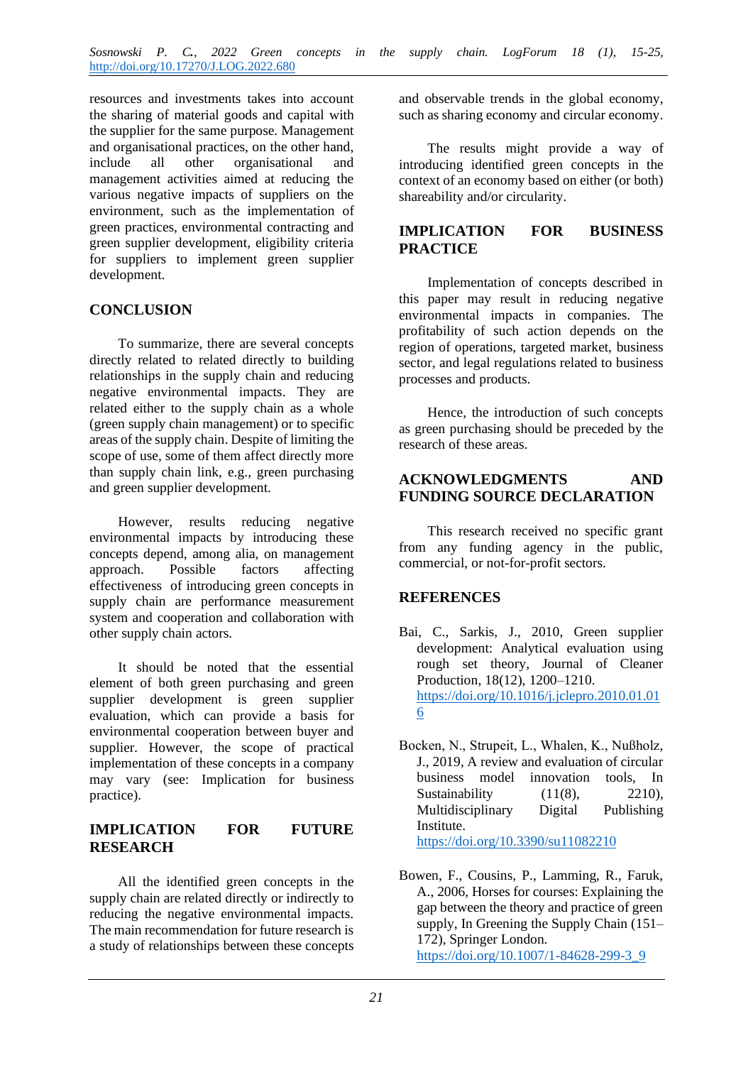resources and investments takes into account the sharing of material goods and capital with the supplier for the same purpose. Management and organisational practices, on the other hand, include all other organisational and management activities aimed at reducing the various negative impacts of suppliers on the environment, such as the implementation of green practices, environmental contracting and green supplier development, eligibility criteria for suppliers to implement green supplier development.

## CONCLUSION

To summarize, there are several concepts directly related to related directly to building relationships in the supply chain and reducing negative environmental impacts. They are related either to the supply chain as a whole (green supply chain management) or to specific areas of the supply chain. Despite of limiting the scope of use, some of them affect directly more than supply chain link, e.g., green purchasing and green supplier development.

However, results reducing negative environmental impacts by introducing these concepts depend, among alia, on management approach. Possible factors affecting effectiveness of introducing green concepts in supply chain are performance measurement system and cooperation and collaboration with other supply chain actors.

It should be noted that the essential element of both green purchasing and green supplier development is green supplier evaluation, which can provide a basis for environmental cooperation between buyer and supplier. However, the scope of practical implementation of these concepts in a company may vary (see: Implication for business practice).

## IMPLICATION FOR FUTURE RESEARCH

All the identified green concepts in the supply chain are related directly or indirectly to reducing the negative environmental impacts. The main recommendation for future research is a study of relationships between these concepts and observable trends in the global economy, such as sharing economy and circular economy.

The results might provide a way of introducing identified green concepts in the context of an economy based on either (or both) shareability and/or circularity.

## IMPLICATION FOR BUSINESS PRACTICE

Implementation of concepts described in this paper may result in reducing negative environmental impacts in companies. The profitability of such action depends on the region of operations, targeted market, business sector, and legal regulations related to business processes and products.

Hence, the introduction of such concepts as green purchasing should be preceded by the research of these areas.

## ACKNOWLEDGMENTS AND FUNDING SOURCE DECLARATION

This research received no specific grant from any funding agency in the public, commercial, or not-for-profit sectors.

## REFERENCES

Bai, C., Sarkis, J., 2010, Green supplier development: Analytical evaluation using rough set theory, Journal of Cleaner Production, 18(12), 1200–1210. https://doi.org/10.1016/j.jclepro.2010.01.016

Bocken, N., Strupeit, L., Whalen, K., Nußholz, J., 2019, A review and evaluation of circular business model innovation tools, In Sustainability (11(8), 2210), Multidisciplinary Digital Publishing Institute. https://doi.org/10.3390/su11082210

Bowen, F., Cousins, P., Lamming, R., Faruk, A., 2006, Horses for courses: Explaining the gap between the theory and practice of green supply, In Greening the Supply Chain (151–172), Springer London. https://doi.org/10.1007/1-84628-299-3_9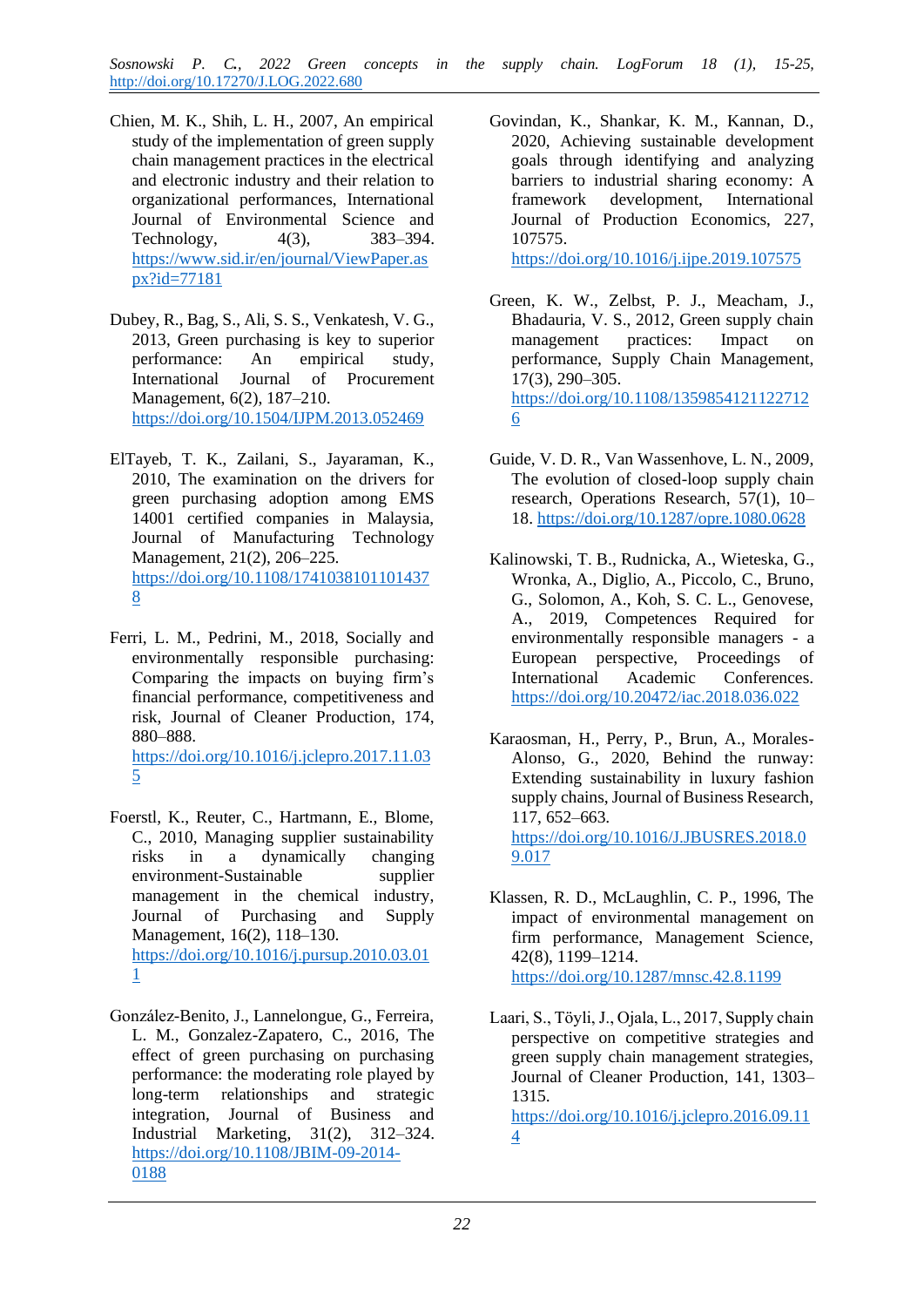Chien, M. K., Shih, L. H., 2007, An empirical study of the implementation of green supply chain management practices in the electrical and electronic industry and their relation to organizational performances, International Journal of Environmental Science and Technology, 4(3), 383–394. https://www.sid.ir/en/journal/ViewPaper.aspx?id=77181

Dubey, R., Bag, S., Ali, S. S., Venkatesh, V. G., 2013, Green purchasing is key to superior performance: An empirical study, International Journal of Procurement Management, 6(2), 187–210. https://doi.org/10.1504/IJPM.2013.052469

ElTayeb, T. K., Zailani, S., Jayaraman, K., 2010, The examination on the drivers for green purchasing adoption among EMS 14001 certified companies in Malaysia, Journal of Manufacturing Technology Management, 21(2), 206–225. https://doi.org/10.1108/17410381011014378

Ferri, L. M., Pedrini, M., 2018, Socially and environmentally responsible purchasing: Comparing the impacts on buying firm's financial performance, competitiveness and risk, Journal of Cleaner Production, 174, 880–888. https://doi.org/10.1016/j.jclepro.2017.11.035

Foerstl, K., Reuter, C., Hartmann, E., Blome, C., 2010, Managing supplier sustainability risks in a dynamically changing environment-Sustainable supplier management in the chemical industry, Journal of Purchasing and Supply Management, 16(2), 118–130. https://doi.org/10.1016/j.pursup.2010.03.011

González-Benito, J., Lannelongue, G., Ferreira, L. M., Gonzalez-Zapatero, C., 2016, The effect of green purchasing on purchasing performance: the moderating role played by long-term relationships and strategic integration, Journal of Business and Industrial Marketing, 31(2), 312–324. https://doi.org/10.1108/JBIM-09-2014-0188

Govindan, K., Shankar, K. M., Kannan, D., 2020, Achieving sustainable development goals through identifying and analyzing barriers to industrial sharing economy: A framework development, International Journal of Production Economics, 227, 107575. https://doi.org/10.1016/j.ijpe.2019.107575

Green, K. W., Zelbst, P. J., Meacham, J., Bhadauria, V. S., 2012, Green supply chain management practices: Impact on performance, Supply Chain Management, 17(3), 290–305. https://doi.org/10.1108/13598541211227126

Guide, V. D. R., Van Wassenhove, L. N., 2009, The evolution of closed-loop supply chain research, Operations Research, 57(1), 10–18. https://doi.org/10.1287/opre.1080.0628

Kalinowski, T. B., Rudnicka, A., Wieteska, G., Wronka, A., Diglio, A., Piccolo, C., Bruno, G., Solomon, A., Koh, S. C. L., Genovese, A., 2019, Competences Required for environmentally responsible managers - a European perspective, Proceedings of International Academic Conferences. https://doi.org/10.20472/iac.2018.036.022

Karaosman, H., Perry, P., Brun, A., Morales-Alonso, G., 2020, Behind the runway: Extending sustainability in luxury fashion supply chains, Journal of Business Research, 117, 652–663. https://doi.org/10.1016/J.JBUSRES.2018.09.017

Klassen, R. D., McLaughlin, C. P., 1996, The impact of environmental management on firm performance, Management Science, 42(8), 1199–1214. https://doi.org/10.1287/mnsc.42.8.1199

Laari, S., Töyli, J., Ojala, L., 2017, Supply chain perspective on competitive strategies and green supply chain management strategies, Journal of Cleaner Production, 141, 1303–1315. https://doi.org/10.1016/j.jclepro.2016.09.114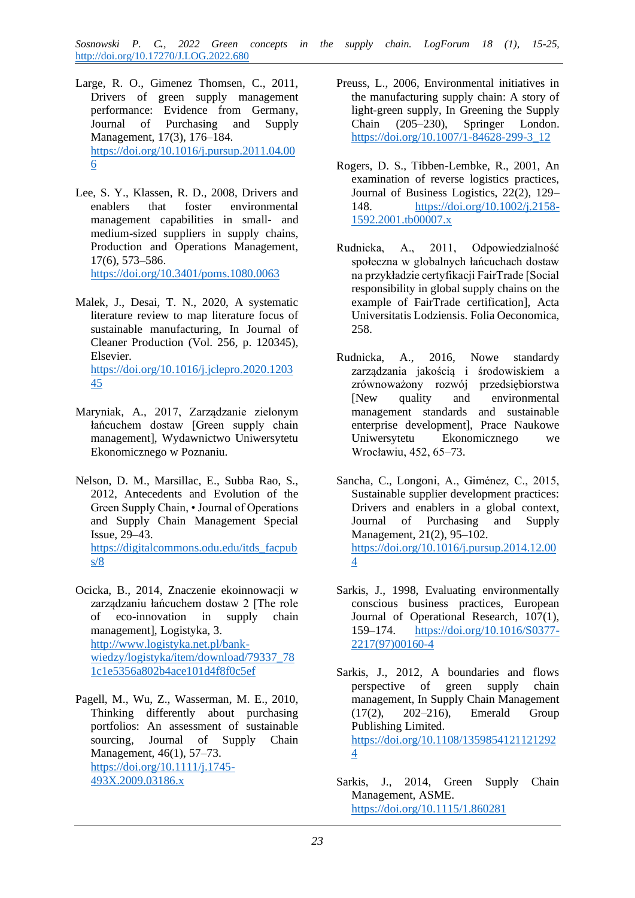Large, R. O., Gimenez Thomsen, C., 2011, Drivers of green supply management performance: Evidence from Germany, Journal of Purchasing and Supply Management, 17(3), 176–184. https://doi.org/10.1016/j.pursup.2011.04.006

Lee, S. Y., Klassen, R. D., 2008, Drivers and enablers that foster environmental management capabilities in small- and medium-sized suppliers in supply chains, Production and Operations Management, 17(6), 573–586. https://doi.org/10.3401/poms.1080.0063

Malek, J., Desai, T. N., 2020, A systematic literature review to map literature focus of sustainable manufacturing, In Journal of Cleaner Production (Vol. 256, p. 120345), Elsevier. https://doi.org/10.1016/j.jclepro.2020.120345

Maryniak, A., 2017, Zarządzanie zielonym łańcuchem dostaw [Green supply chain management], Wydawnictwo Uniwersytetu Ekonomicznego w Poznaniu.

Nelson, D. M., Marsillac, E., Subba Rao, S., 2012, Antecedents and Evolution of the Green Supply Chain, • Journal of Operations and Supply Chain Management Special Issue, 29–43. https://digitalcommons.odu.edu/itds_facpubs/8

Ocicka, B., 2014, Znaczenie ekoinnowacji w zarządzaniu łańcuchem dostaw 2 [The role of eco-innovation in supply chain management], Logistyka, 3. http://www.logistyka.net.pl/bank-wiedzy/logistyka/item/download/79337_781c1e5356a802b4ace101d4f8f0c5ef

Pagell, M., Wu, Z., Wasserman, M. E., 2010, Thinking differently about purchasing portfolios: An assessment of sustainable sourcing, Journal of Supply Chain Management, 46(1), 57–73. https://doi.org/10.1111/j.1745-493X.2009.03186.x

Preuss, L., 2006, Environmental initiatives in the manufacturing supply chain: A story of light-green supply, In Greening the Supply Chain (205–230), Springer London. https://doi.org/10.1007/1-84628-299-3_12

Rogers, D. S., Tibben-Lembke, R., 2001, An examination of reverse logistics practices, Journal of Business Logistics, 22(2), 129–148. https://doi.org/10.1002/j.2158-1592.2001.tb00007.x

Rudnicka, A., 2011, Odpowiedzialność społeczna w globalnych łańcuchach dostaw na przykładzie certyfikacji FairTrade [Social responsibility in global supply chains on the example of FairTrade certification], Acta Universitatis Lodziensis. Folia Oeconomica, 258.

Rudnicka, A., 2016, Nowe standardy zarządzania jakością i środowiskiem a zrównoważony rozwój przedsiębiorstwa [New quality and environmental management standards and sustainable enterprise development], Prace Naukowe Uniwersytetu Ekonomicznego we Wrocławiu, 452, 65–73.

Sancha, C., Longoni, A., Giménez, C., 2015, Sustainable supplier development practices: Drivers and enablers in a global context, Journal of Purchasing and Supply Management, 21(2), 95–102. https://doi.org/10.1016/j.pursup.2014.12.004

Sarkis, J., 1998, Evaluating environmentally conscious business practices, European Journal of Operational Research, 107(1), 159–174. https://doi.org/10.1016/S0377-2217(97)00160-4

Sarkis, J., 2012, A boundaries and flows perspective of green supply chain management, In Supply Chain Management (17(2), 202–216), Emerald Group Publishing Limited. https://doi.org/10.1108/13598541211212924

Sarkis, J., 2014, Green Supply Chain Management, ASME. https://doi.org/10.1115/1.860281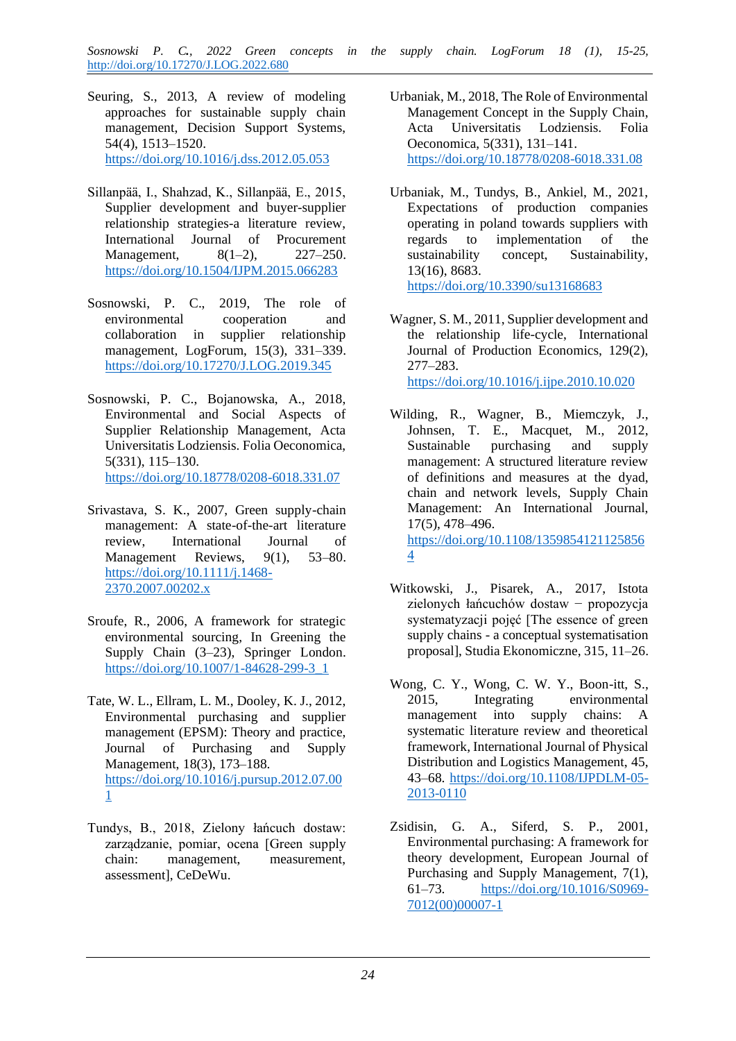Seuring, S., 2013, A review of modeling approaches for sustainable supply chain management, Decision Support Systems, 54(4), 1513–1520. https://doi.org/10.1016/j.dss.2012.05.053

Sillanpää, I., Shahzad, K., Sillanpää, E., 2015, Supplier development and buyer-supplier relationship strategies-a literature review, International Journal of Procurement Management, 8(1–2), 227–250. https://doi.org/10.1504/IJPM.2015.066283

Sosnowski, P. C., 2019, The role of environmental cooperation and collaboration in supplier relationship management, LogForum, 15(3), 331–339. https://doi.org/10.17270/J.LOG.2019.345

Sosnowski, P. C., Bojanowska, A., 2018, Environmental and Social Aspects of Supplier Relationship Management, Acta Universitatis Lodziensis. Folia Oeconomica, 5(331), 115–130. https://doi.org/10.18778/0208-6018.331.07

Srivastava, S. K., 2007, Green supply-chain management: A state-of-the-art literature review, International Journal of Management Reviews, 9(1), 53–80. https://doi.org/10.1111/j.1468-2370.2007.00202.x

Sroufe, R., 2006, A framework for strategic environmental sourcing, In Greening the Supply Chain (3–23), Springer London. https://doi.org/10.1007/1-84628-299-3_1

Tate, W. L., Ellram, L. M., Dooley, K. J., 2012, Environmental purchasing and supplier management (EPSM): Theory and practice, Journal of Purchasing and Supply Management, 18(3), 173–188. https://doi.org/10.1016/j.pursup.2012.07.001

Tundys, B., 2018, Zielony łańcuch dostaw: zarządzanie, pomiar, ocena [Green supply chain: management, measurement, assessment], CeDeWu.

Urbaniak, M., 2018, The Role of Environmental Management Concept in the Supply Chain, Acta Universitatis Lodziensis. Folia Oeconomica, 5(331), 131–141. https://doi.org/10.18778/0208-6018.331.08

Urbaniak, M., Tundys, B., Ankiel, M., 2021, Expectations of production companies operating in poland towards suppliers with regards to implementation of the sustainability concept, Sustainability, 13(16), 8683. https://doi.org/10.3390/su13168683

Wagner, S. M., 2011, Supplier development and the relationship life-cycle, International Journal of Production Economics, 129(2), 277–283. https://doi.org/10.1016/j.ijpe.2010.10.020

Wilding, R., Wagner, B., Miemczyk, J., Johnsen, T. E., Macquet, M., 2012, Sustainable purchasing and supply management: A structured literature review of definitions and measures at the dyad, chain and network levels, Supply Chain Management: An International Journal, 17(5), 478–496. https://doi.org/10.1108/13598541211258564

Witkowski, J., Pisarek, A., 2017, Istota zielonych łańcuchów dostaw − propozycja systematyzacji pojęć [The essence of green supply chains - a conceptual systematisation proposal], Studia Ekonomiczne, 315, 11–26.

Wong, C. Y., Wong, C. W. Y., Boon-itt, S., 2015, Integrating environmental management into supply chains: A systematic literature review and theoretical framework, International Journal of Physical Distribution and Logistics Management, 45, 43–68. https://doi.org/10.1108/IJPDLM-05-2013-0110

Zsidisin, G. A., Siferd, S. P., 2001, Environmental purchasing: A framework for theory development, European Journal of Purchasing and Supply Management, 7(1), 61–73. https://doi.org/10.1016/S0969-7012(00)00007-1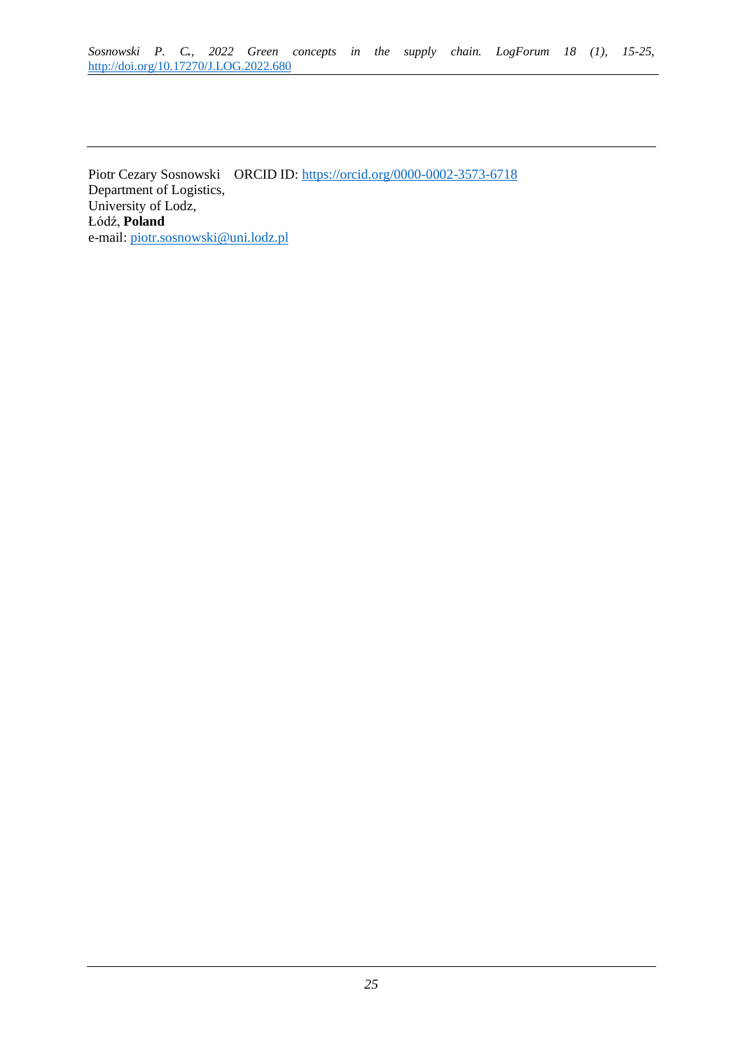Piotr Cezary Sosnowski ORCID ID: https://orcid.org/0000-0002-3573-6718
Department of Logistics,
University of Lodz,
Łódź, **Poland**
e-mail: piotr.sosnowski@uni.lodz.pl